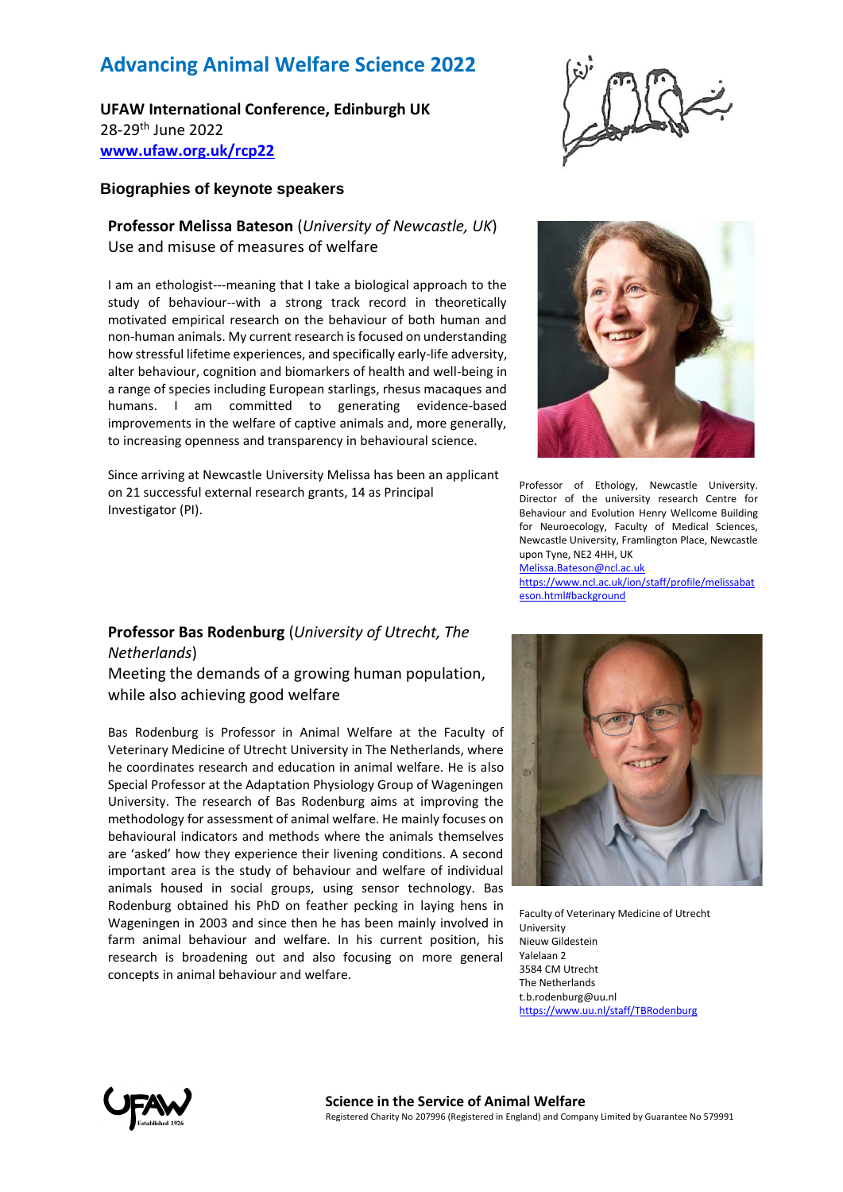# Advancing Animal Welfare Science 2022

**UFAW International Conference, Edinburgh UK**
28-29th June 2022
**[www.ufaw.org.uk/rcp22](http://www.ufaw.org.uk/rcp22)**

## Biographies of keynote speakers

### **Professor Melissa Bateson** (*University of Newcastle, UK*)

Use and misuse of measures of welfare

I am an ethologist---meaning that I take a biological approach to the study of behaviour--with a strong track record in theoretically motivated empirical research on the behaviour of both human and non-human animals. My current research is focused on understanding how stressful lifetime experiences, and specifically early-life adversity, alter behaviour, cognition and biomarkers of health and well-being in a range of species including European starlings, rhesus macaques and humans. I am committed to generating evidence-based improvements in the welfare of captive animals and, more generally, to increasing openness and transparency in behavioural science.

Since arriving at Newcastle University Melissa has been an applicant on 21 successful external research grants, 14 as Principal Investigator (PI).

Professor of Ethology, Newcastle University. Director of the university research Centre for Behaviour and Evolution Henry Wellcome Building for Neuroecology, Faculty of Medical Sciences, Newcastle University, Framlington Place, Newcastle upon Tyne, NE2 4HH, UK
[Melissa.Bateson@ncl.ac.uk](mailto:Melissa.Bateson@ncl.ac.uk)
[https://www.ncl.ac.uk/ion/staff/profile/melissabateson.html#background](https://www.ncl.ac.uk/ion/staff/profile/melissabateson.html#background)

### **Professor Bas Rodenburg** (*University of Utrecht, The Netherlands*)

Meeting the demands of a growing human population, while also achieving good welfare

Bas Rodenburg is Professor in Animal Welfare at the Faculty of Veterinary Medicine of Utrecht University in The Netherlands, where he coordinates research and education in animal welfare. He is also Special Professor at the Adaptation Physiology Group of Wageningen University. The research of Bas Rodenburg aims at improving the methodology for assessment of animal welfare. He mainly focuses on behavioural indicators and methods where the animals themselves are 'asked' how they experience their livening conditions. A second important area is the study of behaviour and welfare of individual animals housed in social groups, using sensor technology. Bas Rodenburg obtained his PhD on feather pecking in laying hens in Wageningen in 2003 and since then he has been mainly involved in farm animal behaviour and welfare. In his current position, his research is broadening out and also focusing on more general concepts in animal behaviour and welfare.

Faculty of Veterinary Medicine of Utrecht University
Nieuw Gildestein
Yalelaan 2
3584 CM Utrecht
The Netherlands
t.b.rodenburg@uu.nl
[https://www.uu.nl/staff/TBRodenburg](https://www.uu.nl/staff/TBRodenburg)

**Science in the Service of Animal Welfare**
Registered Charity No 207996 (Registered in England) and Company Limited by Guarantee No 579991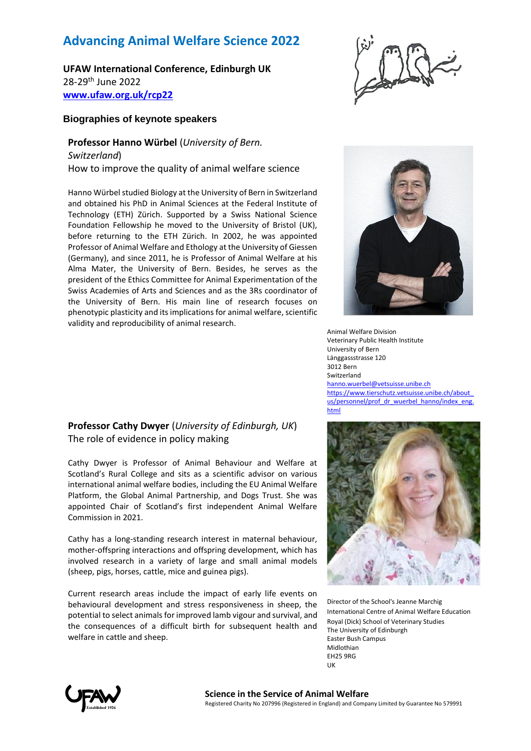# Advancing Animal Welfare Science 2022

**UFAW International Conference, Edinburgh UK**
28-29th June 2022
**www.ufaw.org.uk/rcp22**

## Biographies of keynote speakers

### Professor Hanno Würbel (*University of Bern. Switzerland*)

How to improve the quality of animal welfare science

Hanno Würbel studied Biology at the University of Bern in Switzerland and obtained his PhD in Animal Sciences at the Federal Institute of Technology (ETH) Zürich. Supported by a Swiss National Science Foundation Fellowship he moved to the University of Bristol (UK), before returning to the ETH Zürich. In 2002, he was appointed Professor of Animal Welfare and Ethology at the University of Giessen (Germany), and since 2011, he is Professor of Animal Welfare at his Alma Mater, the University of Bern. Besides, he serves as the president of the Ethics Committee for Animal Experimentation of the Swiss Academies of Arts and Sciences and as the 3Rs coordinator of the University of Bern. His main line of research focuses on phenotypic plasticity and its implications for animal welfare, scientific validity and reproducibility of animal research.

Animal Welfare Division
Veterinary Public Health Institute
University of Bern
Länggassstrasse 120
3012 Bern
Switzerland
hanno.wuerbel@vetsuisse.unibe.ch
https://www.tierschutz.vetsuisse.unibe.ch/about_us/personnel/prof_dr_wuerbel_hanno/index_eng.html

### Professor Cathy Dwyer (*University of Edinburgh, UK*)

The role of evidence in policy making

Cathy Dwyer is Professor of Animal Behaviour and Welfare at Scotland's Rural College and sits as a scientific advisor on various international animal welfare bodies, including the EU Animal Welfare Platform, the Global Animal Partnership, and Dogs Trust. She was appointed Chair of Scotland's first independent Animal Welfare Commission in 2021.

Cathy has a long-standing research interest in maternal behaviour, mother-offspring interactions and offspring development, which has involved research in a variety of large and small animal models (sheep, pigs, horses, cattle, mice and guinea pigs).

Current research areas include the impact of early life events on behavioural development and stress responsiveness in sheep, the potential to select animals for improved lamb vigour and survival, and the consequences of a difficult birth for subsequent health and welfare in cattle and sheep.

Director of the School's Jeanne Marchig International Centre of Animal Welfare Education
Royal (Dick) School of Veterinary Studies
The University of Edinburgh
Easter Bush Campus
Midlothian
EH25 9RG
UK

**Science in the Service of Animal Welfare**
Registered Charity No 207996 (Registered in England) and Company Limited by Guarantee No 579991